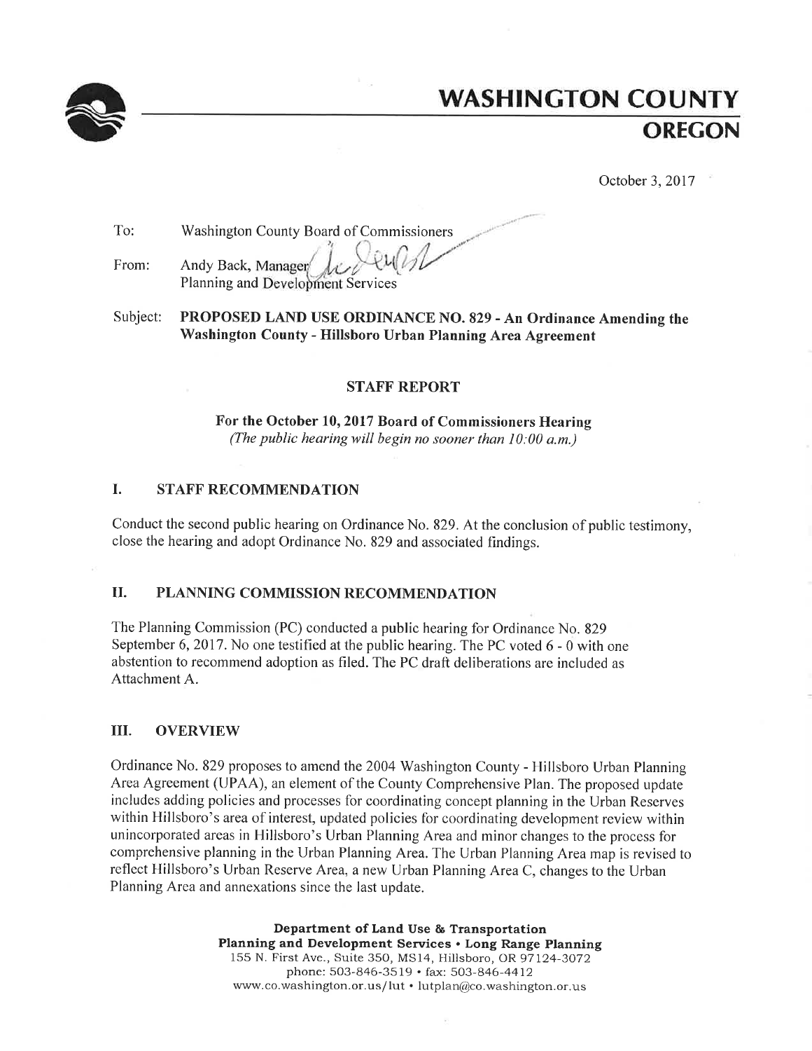# WASHINGTON COUNTY
## OREGON

October 3, 2017

To: Washington County Board of Commissioners

From: Andy Back, Manager
Planning and Development Services

Subject: **PROPOSED LAND USE ORDINANCE NO. 829 - An Ordinance Amending the Washington County - Hillsboro Urban Planning Area Agreement**

### STAFF REPORT

**For the October 10, 2017 Board of Commissioners Hearing**
*(The public hearing will begin no sooner than 10:00 a.m.)*

## I. STAFF RECOMMENDATION

Conduct the second public hearing on Ordinance No. 829. At the conclusion of public testimony, close the hearing and adopt Ordinance No. 829 and associated findings.

## II. PLANNING COMMISSION RECOMMENDATION

The Planning Commission (PC) conducted a public hearing for Ordinance No. 829 September 6, 2017. No one testified at the public hearing. The PC voted 6 - 0 with one abstention to recommend adoption as filed. The PC draft deliberations are included as Attachment A.

## III. OVERVIEW

Ordinance No. 829 proposes to amend the 2004 Washington County - Hillsboro Urban Planning Area Agreement (UPAA), an element of the County Comprehensive Plan. The proposed update includes adding policies and processes for coordinating concept planning in the Urban Reserves within Hillsboro's area of interest, updated policies for coordinating development review within unincorporated areas in Hillsboro's Urban Planning Area and minor changes to the process for comprehensive planning in the Urban Planning Area. The Urban Planning Area map is revised to reflect Hillsboro's Urban Reserve Area, a new Urban Planning Area C, changes to the Urban Planning Area and annexations since the last update.

**Department of Land Use & Transportation**
**Planning and Development Services • Long Range Planning**
155 N. First Ave., Suite 350, MS14, Hillsboro, OR 97124-3072
phone: 503-846-3519 • fax: 503-846-4412
www.co.washington.or.us/lut • lutplan@co.washington.or.us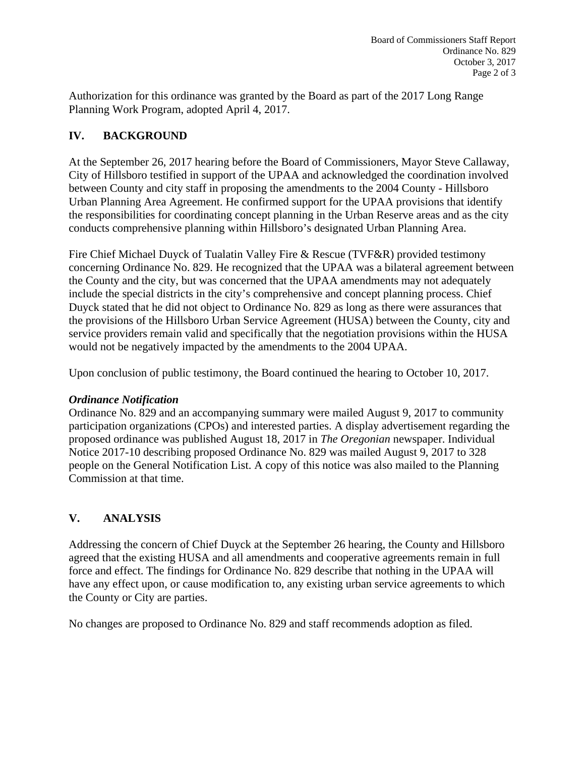Authorization for this ordinance was granted by the Board as part of the 2017 Long Range Planning Work Program, adopted April 4, 2017.

## IV. BACKGROUND

At the September 26, 2017 hearing before the Board of Commissioners, Mayor Steve Callaway, City of Hillsboro testified in support of the UPAA and acknowledged the coordination involved between County and city staff in proposing the amendments to the 2004 County - Hillsboro Urban Planning Area Agreement. He confirmed support for the UPAA provisions that identify the responsibilities for coordinating concept planning in the Urban Reserve areas and as the city conducts comprehensive planning within Hillsboro's designated Urban Planning Area.

Fire Chief Michael Duyck of Tualatin Valley Fire & Rescue (TVF&R) provided testimony concerning Ordinance No. 829. He recognized that the UPAA was a bilateral agreement between the County and the city, but was concerned that the UPAA amendments may not adequately include the special districts in the city's comprehensive and concept planning process. Chief Duyck stated that he did not object to Ordinance No. 829 as long as there were assurances that the provisions of the Hillsboro Urban Service Agreement (HUSA) between the County, city and service providers remain valid and specifically that the negotiation provisions within the HUSA would not be negatively impacted by the amendments to the 2004 UPAA.

Upon conclusion of public testimony, the Board continued the hearing to October 10, 2017.

***Ordinance Notification***
Ordinance No. 829 and an accompanying summary were mailed August 9, 2017 to community participation organizations (CPOs) and interested parties. A display advertisement regarding the proposed ordinance was published August 18, 2017 in *The Oregonian* newspaper. Individual Notice 2017-10 describing proposed Ordinance No. 829 was mailed August 9, 2017 to 328 people on the General Notification List. A copy of this notice was also mailed to the Planning Commission at that time.

## V. ANALYSIS

Addressing the concern of Chief Duyck at the September 26 hearing, the County and Hillsboro agreed that the existing HUSA and all amendments and cooperative agreements remain in full force and effect. The findings for Ordinance No. 829 describe that nothing in the UPAA will have any effect upon, or cause modification to, any existing urban service agreements to which the County or City are parties.

No changes are proposed to Ordinance No. 829 and staff recommends adoption as filed.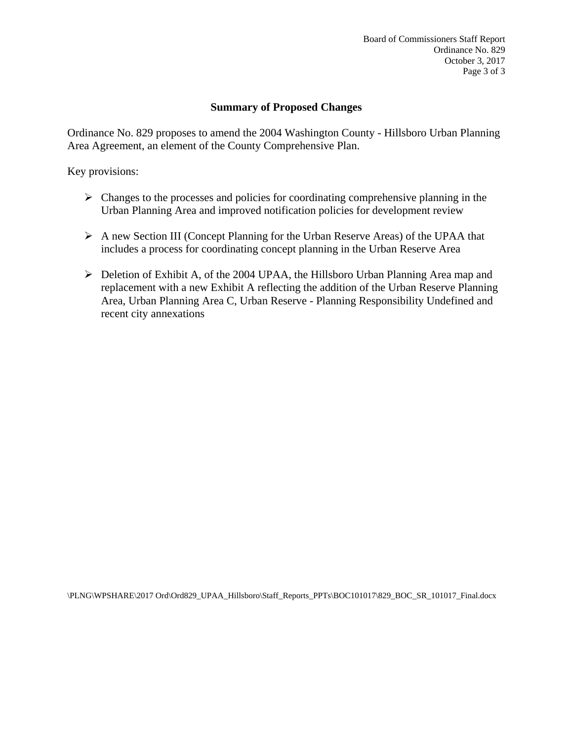## Summary of Proposed Changes

Ordinance No. 829 proposes to amend the 2004 Washington County - Hillsboro Urban Planning Area Agreement, an element of the County Comprehensive Plan.

Key provisions:

- Changes to the processes and policies for coordinating comprehensive planning in the Urban Planning Area and improved notification policies for development review

- A new Section III (Concept Planning for the Urban Reserve Areas) of the UPAA that includes a process for coordinating concept planning in the Urban Reserve Area

- Deletion of Exhibit A, of the 2004 UPAA, the Hillsboro Urban Planning Area map and replacement with a new Exhibit A reflecting the addition of the Urban Reserve Planning Area, Urban Planning Area C, Urban Reserve - Planning Responsibility Undefined and recent city annexations